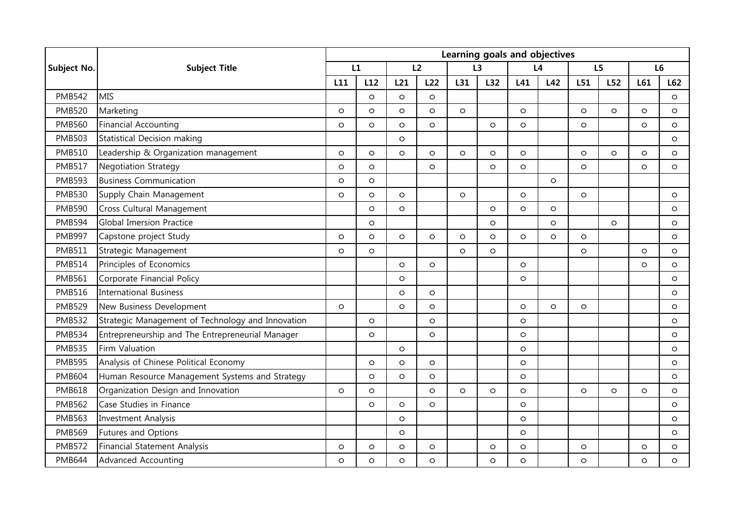| Subject No. | Subject Title | Learning goals and objectives | | | | | | | | | | | |
|---|---|---|---|---|---|---|---|---|---|---|---|---|---|
| | | L1 | | L2 | | L3 | | L4 | | L5 | | L6 | |
| | | L11 | L12 | L21 | L22 | L31 | L32 | L41 | L42 | L51 | L52 | L61 | L62 |
| PMB542 | MIS | | ○ | ○ | ○ | | | | | | | | ○ |
| PMB520 | Marketing | ○ | ○ | ○ | ○ | ○ | | ○ | | ○ | ○ | ○ | ○ |
| PMB560 | Financial Accounting | ○ | ○ | ○ | ○ | | ○ | ○ | | ○ | | ○ | ○ |
| PMB503 | Statistical Decision making | | | ○ | | | | | | | | | ○ |
| PMB510 | Leadership & Organization management | ○ | ○ | ○ | ○ | ○ | ○ | ○ | | ○ | ○ | ○ | ○ |
| PMB517 | Negotiation Strategy | ○ | ○ | | ○ | | ○ | ○ | | ○ | | ○ | ○ |
| PMB593 | Business Communication | ○ | ○ | | | | | | ○ | | | | |
| PMB530 | Supply Chain Management | ○ | ○ | ○ | | ○ | | ○ | | ○ | | | ○ |
| PMB590 | Cross Cultural Management | | ○ | ○ | | | ○ | ○ | ○ | | | | ○ |
| PMB594 | Global Imersion Practice | | ○ | | | | ○ | | ○ | | ○ | | ○ |
| PMB997 | Capstone project Study | ○ | ○ | ○ | ○ | ○ | ○ | ○ | ○ | ○ | | | ○ |
| PMB511 | Strategic Management | ○ | ○ | | | ○ | ○ | | | ○ | | ○ | ○ |
| PMB514 | Principles of Economics | | | ○ | ○ | | | ○ | | | | ○ | ○ |
| PMB561 | Corporate Financial Policy | | | ○ | | | | ○ | | | | | ○ |
| PMB516 | International Business | | | ○ | ○ | | | | | | | | ○ |
| PMB529 | New Business Development | ○ | | ○ | ○ | | | ○ | ○ | ○ | | | ○ |
| PMB532 | Strategic Management of Technology and Innovation | | ○ | | ○ | | | ○ | | | | | ○ |
| PMB534 | Entrepreneurship and The Entrepreneurial Manager | | ○ | | ○ | | | ○ | | | | | ○ |
| PMB535 | Firm Valuation | | | ○ | | | | ○ | | | | | ○ |
| PMB595 | Analysis of Chinese Political Economy | | ○ | ○ | ○ | | | ○ | | | | | ○ |
| PMB604 | Human Resource Management Systems and Strategy | | ○ | ○ | ○ | | | ○ | | | | | ○ |
| PMB618 | Organization Design and Innovation | ○ | ○ | | ○ | ○ | ○ | ○ | | ○ | ○ | ○ | ○ |
| PMB562 | Case Studies in Finance | | ○ | ○ | ○ | | | ○ | | | | | ○ |
| PMB563 | Investment Analysis | | | ○ | | | | ○ | | | | | ○ |
| PMB569 | Futures and Options | | | ○ | | | | ○ | | | | | ○ |
| PMB572 | Financial Statement Analysis | ○ | ○ | ○ | ○ | | ○ | ○ | | ○ | | ○ | ○ |
| PMB644 | Advanced Accounting | ○ | ○ | ○ | ○ | | ○ | ○ | | ○ | | ○ | ○ |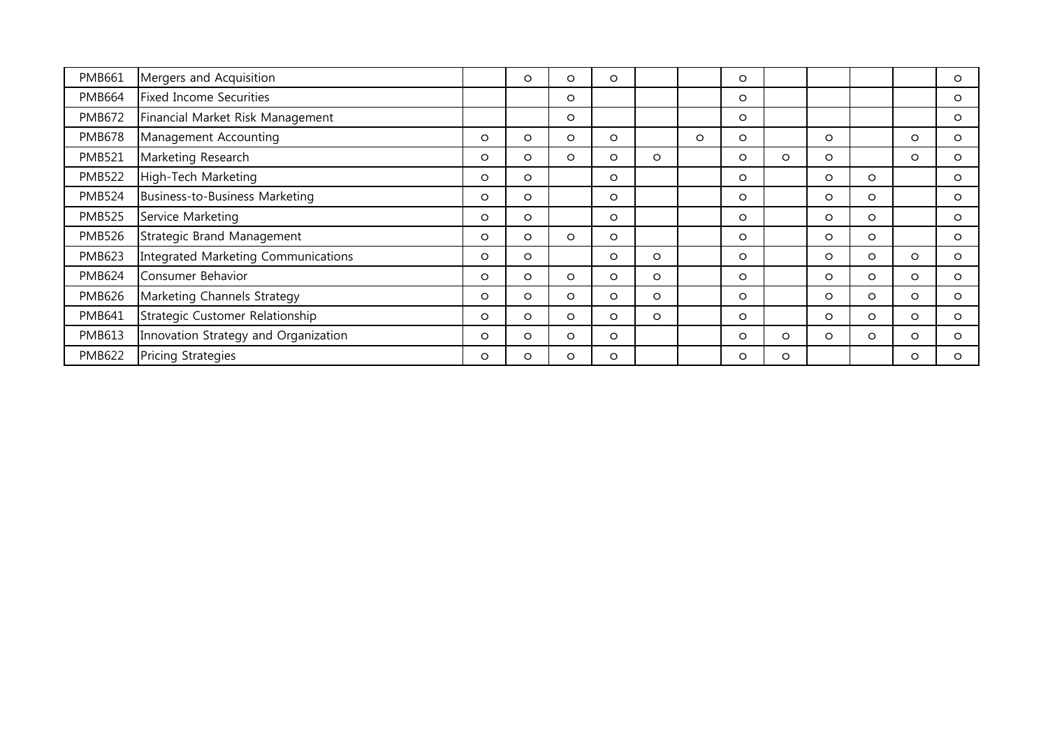| | | | | | | | | | | | | | |
|---|---|---|---|---|---|---|---|---|---|---|---|---|---|
| PMB661 | Mergers and Acquisition | | ○ | ○ | ○ | | | ○ | | | | | ○ |
| PMB664 | Fixed Income Securities | | | ○ | | | | ○ | | | | | ○ |
| PMB672 | Financial Market Risk Management | | | ○ | | | | ○ | | | | | ○ |
| PMB678 | Management Accounting | ○ | ○ | ○ | ○ | | ○ | ○ | | ○ | | ○ | ○ |
| PMB521 | Marketing Research | ○ | ○ | ○ | ○ | ○ | | ○ | ○ | ○ | | ○ | ○ |
| PMB522 | High-Tech Marketing | ○ | ○ | | ○ | | | ○ | | ○ | ○ | | ○ |
| PMB524 | Business-to-Business Marketing | ○ | ○ | | ○ | | | ○ | | ○ | ○ | | ○ |
| PMB525 | Service Marketing | ○ | ○ | | ○ | | | ○ | | ○ | ○ | | ○ |
| PMB526 | Strategic Brand Management | ○ | ○ | ○ | ○ | | | ○ | | ○ | ○ | | ○ |
| PMB623 | Integrated Marketing Communications | ○ | ○ | | ○ | ○ | | ○ | | ○ | ○ | ○ | ○ |
| PMB624 | Consumer Behavior | ○ | ○ | ○ | ○ | ○ | | ○ | | ○ | ○ | ○ | ○ |
| PMB626 | Marketing Channels Strategy | ○ | ○ | ○ | ○ | ○ | | ○ | | ○ | ○ | ○ | ○ |
| PMB641 | Strategic Customer Relationship | ○ | ○ | ○ | ○ | ○ | | ○ | | ○ | ○ | ○ | ○ |
| PMB613 | Innovation Strategy and Organization | ○ | ○ | ○ | ○ | | | ○ | ○ | ○ | ○ | ○ | ○ |
| PMB622 | Pricing Strategies | ○ | ○ | ○ | ○ | | | ○ | ○ | | | ○ | ○ |